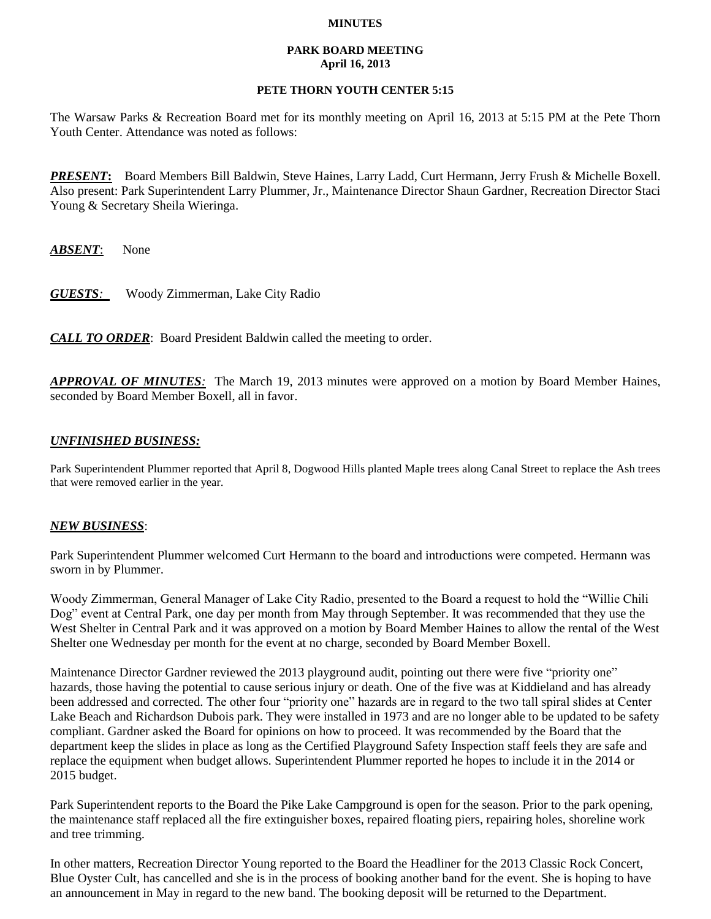**MINUTES**

**PARK BOARD MEETING**
**April 16, 2013**

**PETE THORN YOUTH CENTER 5:15**

The Warsaw Parks & Recreation Board met for its monthly meeting on April 16, 2013 at 5:15 PM at the Pete Thorn Youth Center. Attendance was noted as follows:

***PRESENT*:** Board Members Bill Baldwin, Steve Haines, Larry Ladd, Curt Hermann, Jerry Frush & Michelle Boxell. Also present: Park Superintendent Larry Plummer, Jr., Maintenance Director Shaun Gardner, Recreation Director Staci Young & Secretary Sheila Wieringa.

***ABSENT*:** None

***GUESTS*:** Woody Zimmerman, Lake City Radio

***CALL TO ORDER*:** Board President Baldwin called the meeting to order.

***APPROVAL OF MINUTES*:** The March 19, 2013 minutes were approved on a motion by Board Member Haines, seconded by Board Member Boxell, all in favor.

***UNFINISHED BUSINESS:***

Park Superintendent Plummer reported that April 8, Dogwood Hills planted Maple trees along Canal Street to replace the Ash trees that were removed earlier in the year.

***NEW BUSINESS*:**

Park Superintendent Plummer welcomed Curt Hermann to the board and introductions were competed. Hermann was sworn in by Plummer.

Woody Zimmerman, General Manager of Lake City Radio, presented to the Board a request to hold the "Willie Chili Dog" event at Central Park, one day per month from May through September. It was recommended that they use the West Shelter in Central Park and it was approved on a motion by Board Member Haines to allow the rental of the West Shelter one Wednesday per month for the event at no charge, seconded by Board Member Boxell.

Maintenance Director Gardner reviewed the 2013 playground audit, pointing out there were five "priority one" hazards, those having the potential to cause serious injury or death. One of the five was at Kiddieland and has already been addressed and corrected. The other four "priority one" hazards are in regard to the two tall spiral slides at Center Lake Beach and Richardson Dubois park. They were installed in 1973 and are no longer able to be updated to be safety compliant. Gardner asked the Board for opinions on how to proceed. It was recommended by the Board that the department keep the slides in place as long as the Certified Playground Safety Inspection staff feels they are safe and replace the equipment when budget allows. Superintendent Plummer reported he hopes to include it in the 2014 or 2015 budget.

Park Superintendent reports to the Board the Pike Lake Campground is open for the season. Prior to the park opening, the maintenance staff replaced all the fire extinguisher boxes, repaired floating piers, repairing holes, shoreline work and tree trimming.

In other matters, Recreation Director Young reported to the Board the Headliner for the 2013 Classic Rock Concert, Blue Oyster Cult, has cancelled and she is in the process of booking another band for the event. She is hoping to have an announcement in May in regard to the new band. The booking deposit will be returned to the Department.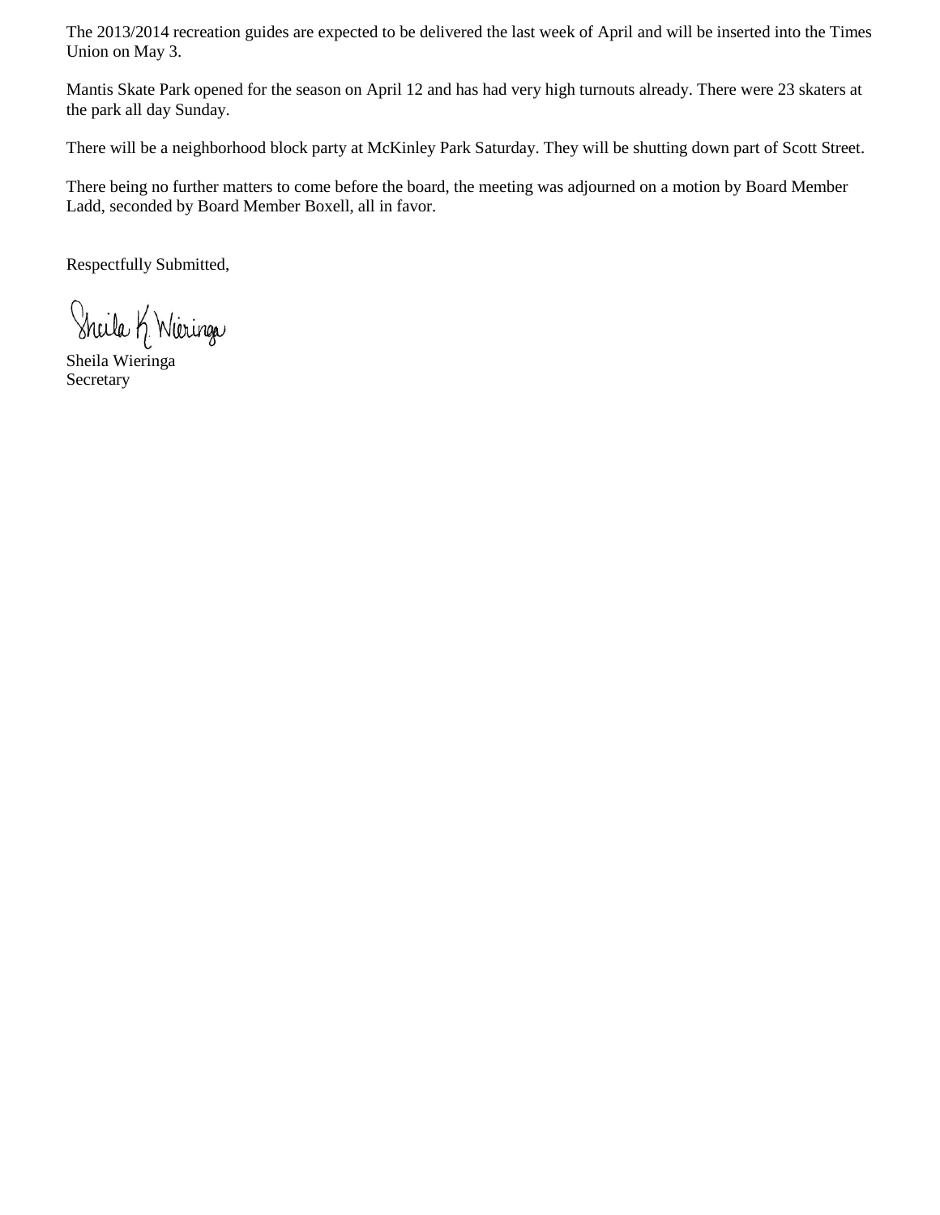The 2013/2014 recreation guides are expected to be delivered the last week of April and will be inserted into the Times Union on May 3.

Mantis Skate Park opened for the season on April 12 and has had very high turnouts already. There were 23 skaters at the park all day Sunday.

There will be a neighborhood block party at McKinley Park Saturday. They will be shutting down part of Scott Street.

There being no further matters to come before the board, the meeting was adjourned on a motion by Board Member Ladd, seconded by Board Member Boxell, all in favor.

Respectfully Submitted,

Sheila K. Wieringa

Sheila Wieringa
Secretary